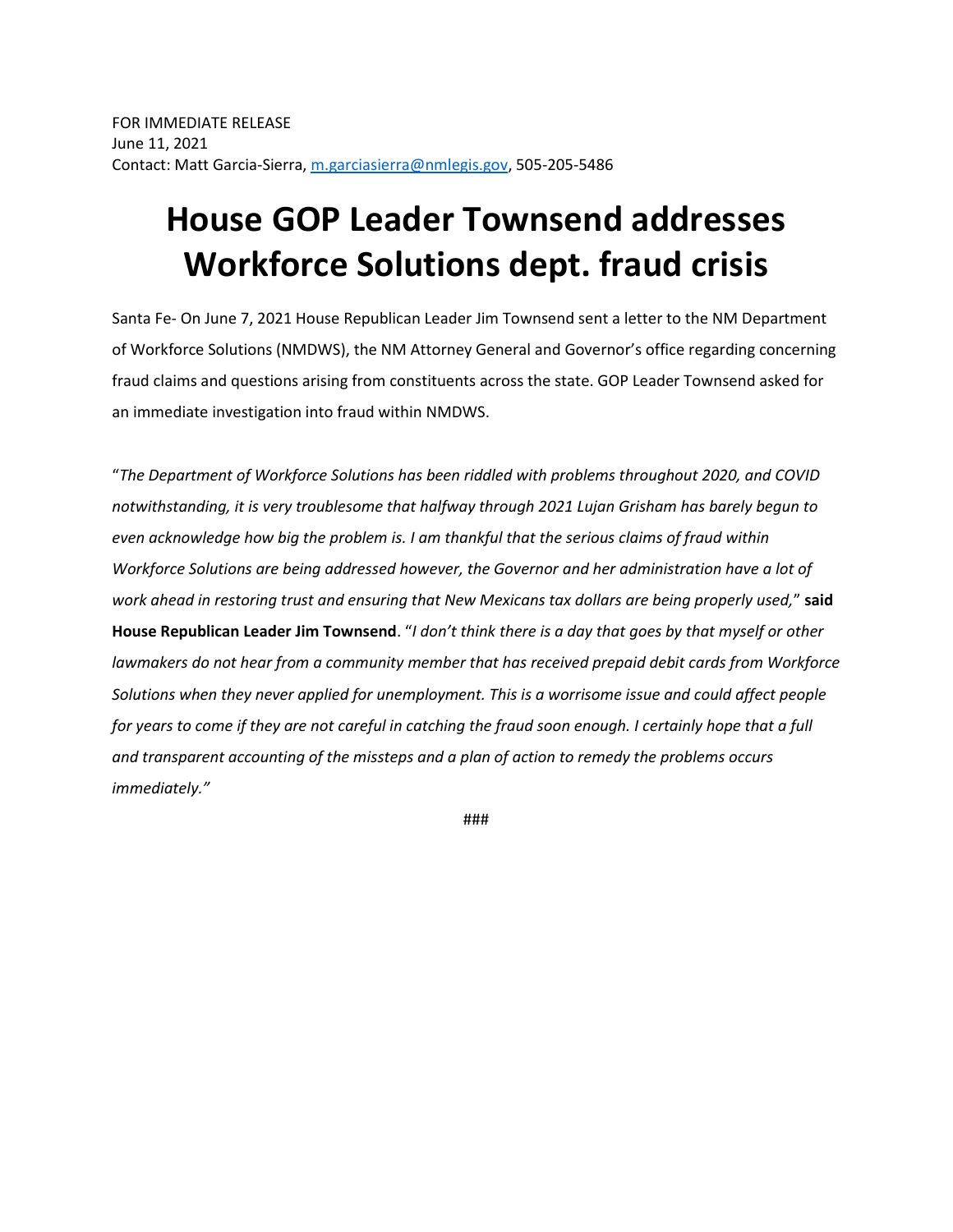FOR IMMEDIATE RELEASE
June 11, 2021
Contact: Matt Garcia-Sierra, m.garciasierra@nmlegis.gov, 505-205-5486

# House GOP Leader Townsend addresses Workforce Solutions dept. fraud crisis

Santa Fe- On June 7, 2021 House Republican Leader Jim Townsend sent a letter to the NM Department of Workforce Solutions (NMDWS), the NM Attorney General and Governor's office regarding concerning fraud claims and questions arising from constituents across the state. GOP Leader Townsend asked for an immediate investigation into fraud within NMDWS.

"*The Department of Workforce Solutions has been riddled with problems throughout 2020, and COVID notwithstanding, it is very troublesome that halfway through 2021 Lujan Grisham has barely begun to even acknowledge how big the problem is. I am thankful that the serious claims of fraud within Workforce Solutions are being addressed however, the Governor and her administration have a lot of work ahead in restoring trust and ensuring that New Mexicans tax dollars are being properly used,*" **said House Republican Leader Jim Townsend**. "*I don't think there is a day that goes by that myself or other lawmakers do not hear from a community member that has received prepaid debit cards from Workforce Solutions when they never applied for unemployment. This is a worrisome issue and could affect people for years to come if they are not careful in catching the fraud soon enough. I certainly hope that a full and transparent accounting of the missteps and a plan of action to remedy the problems occurs immediately.*"

###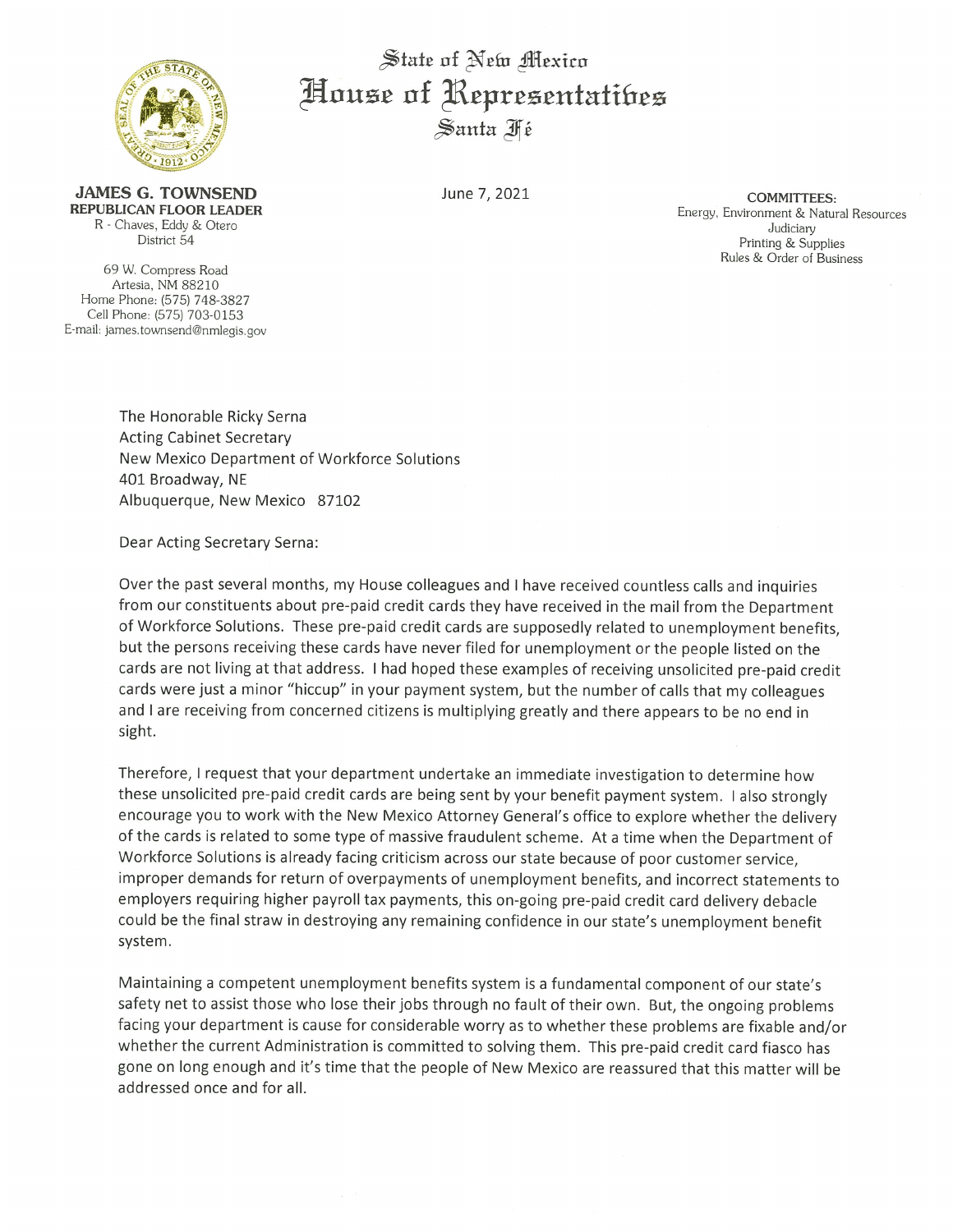# State of New Mexico
# House of Representatives
## Santa Fé

**JAMES G. TOWNSEND**
**REPUBLICAN FLOOR LEADER**
R - Chaves, Eddy & Otero
District 54

69 W. Compress Road
Artesia, NM 88210
Home Phone: (575) 748-3827
Cell Phone: (575) 703-0153
E-mail: james.townsend@nmlegis.gov

June 7, 2021

**COMMITTEES:**
Energy, Environment & Natural Resources
Judiciary
Printing & Supplies
Rules & Order of Business

The Honorable Ricky Serna
Acting Cabinet Secretary
New Mexico Department of Workforce Solutions
401 Broadway, NE
Albuquerque, New Mexico 87102

Dear Acting Secretary Serna:

Over the past several months, my House colleagues and I have received countless calls and inquiries from our constituents about pre-paid credit cards they have received in the mail from the Department of Workforce Solutions. These pre-paid credit cards are supposedly related to unemployment benefits, but the persons receiving these cards have never filed for unemployment or the people listed on the cards are not living at that address. I had hoped these examples of receiving unsolicited pre-paid credit cards were just a minor "hiccup" in your payment system, but the number of calls that my colleagues and I are receiving from concerned citizens is multiplying greatly and there appears to be no end in sight.

Therefore, I request that your department undertake an immediate investigation to determine how these unsolicited pre-paid credit cards are being sent by your benefit payment system. I also strongly encourage you to work with the New Mexico Attorney General's office to explore whether the delivery of the cards is related to some type of massive fraudulent scheme. At a time when the Department of Workforce Solutions is already facing criticism across our state because of poor customer service, improper demands for return of overpayments of unemployment benefits, and incorrect statements to employers requiring higher payroll tax payments, this on-going pre-paid credit card delivery debacle could be the final straw in destroying any remaining confidence in our state's unemployment benefit system.

Maintaining a competent unemployment benefits system is a fundamental component of our state's safety net to assist those who lose their jobs through no fault of their own. But, the ongoing problems facing your department is cause for considerable worry as to whether these problems are fixable and/or whether the current Administration is committed to solving them. This pre-paid credit card fiasco has gone on long enough and it's time that the people of New Mexico are reassured that this matter will be addressed once and for all.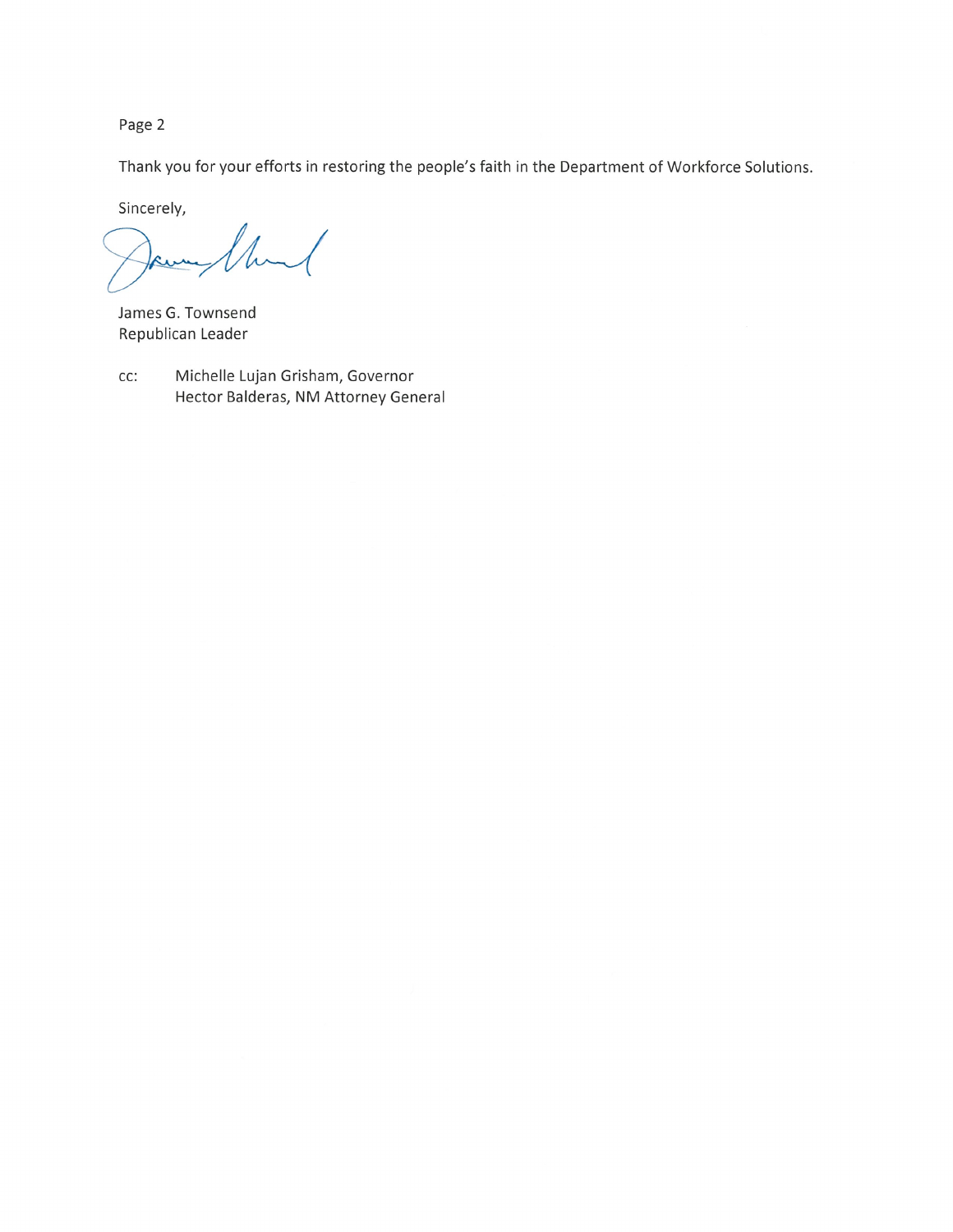Thank you for your efforts in restoring the people's faith in the Department of Workforce Solutions.

Sincerely,

James G. Townsend
Republican Leader

cc: Michelle Lujan Grisham, Governor
Hector Balderas, NM Attorney General